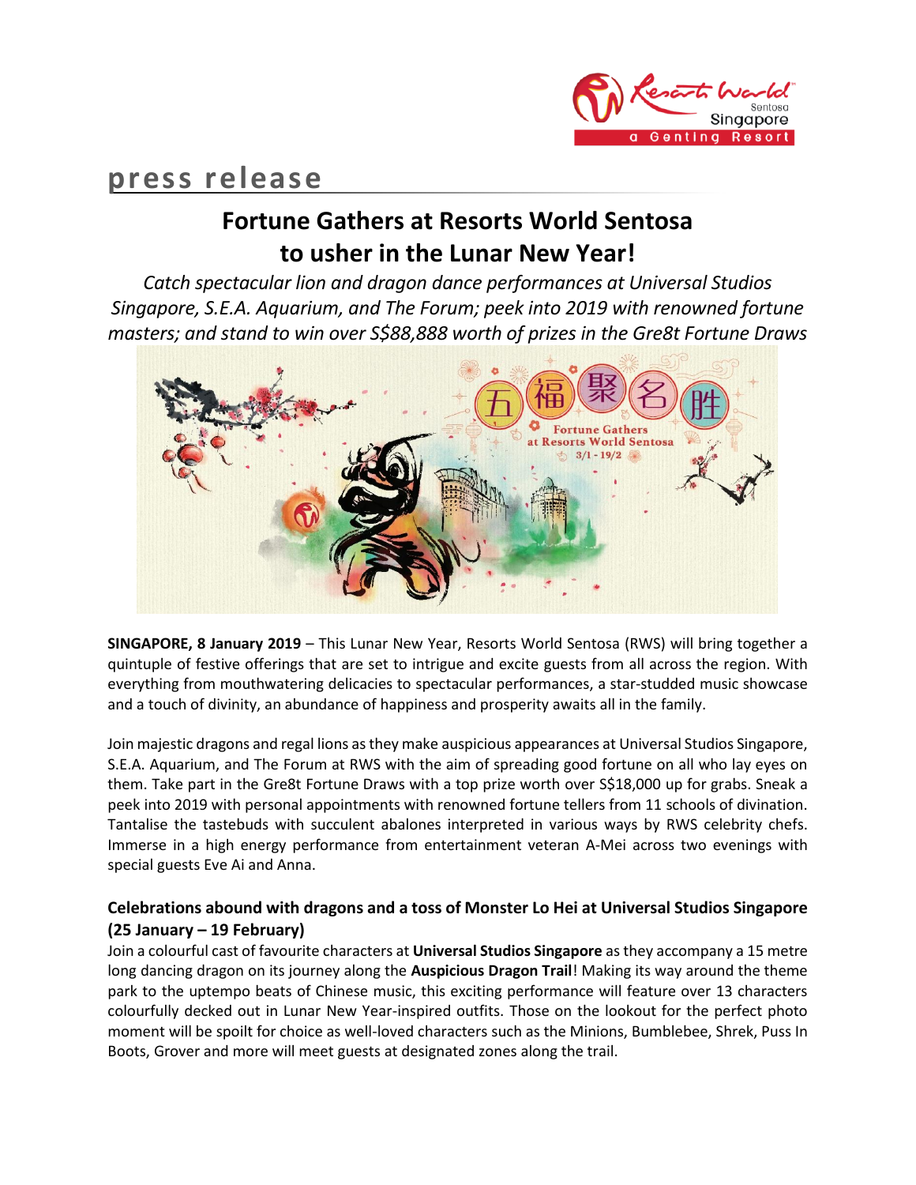# press release

## Fortune Gathers at Resorts World Sentosa to usher in the Lunar New Year!

*Catch spectacular lion and dragon dance performances at Universal Studios Singapore, S.E.A. Aquarium, and The Forum; peek into 2019 with renowned fortune masters; and stand to win over S$88,888 worth of prizes in the Gre8t Fortune Draws*

**SINGAPORE, 8 January 2019** – This Lunar New Year, Resorts World Sentosa (RWS) will bring together a quintuple of festive offerings that are set to intrigue and excite guests from all across the region. With everything from mouthwatering delicacies to spectacular performances, a star-studded music showcase and a touch of divinity, an abundance of happiness and prosperity awaits all in the family.

Join majestic dragons and regal lions as they make auspicious appearances at Universal Studios Singapore, S.E.A. Aquarium, and The Forum at RWS with the aim of spreading good fortune on all who lay eyes on them. Take part in the Gre8t Fortune Draws with a top prize worth over S$18,000 up for grabs. Sneak a peek into 2019 with personal appointments with renowned fortune tellers from 11 schools of divination. Tantalise the tastebuds with succulent abalones interpreted in various ways by RWS celebrity chefs. Immerse in a high energy performance from entertainment veteran A-Mei across two evenings with special guests Eve Ai and Anna.

### Celebrations abound with dragons and a toss of Monster Lo Hei at Universal Studios Singapore (25 January – 19 February)

Join a colourful cast of favourite characters at **Universal Studios Singapore** as they accompany a 15 metre long dancing dragon on its journey along the **Auspicious Dragon Trail**! Making its way around the theme park to the uptempo beats of Chinese music, this exciting performance will feature over 13 characters colourfully decked out in Lunar New Year-inspired outfits. Those on the lookout for the perfect photo moment will be spoilt for choice as well-loved characters such as the Minions, Bumblebee, Shrek, Puss In Boots, Grover and more will meet guests at designated zones along the trail.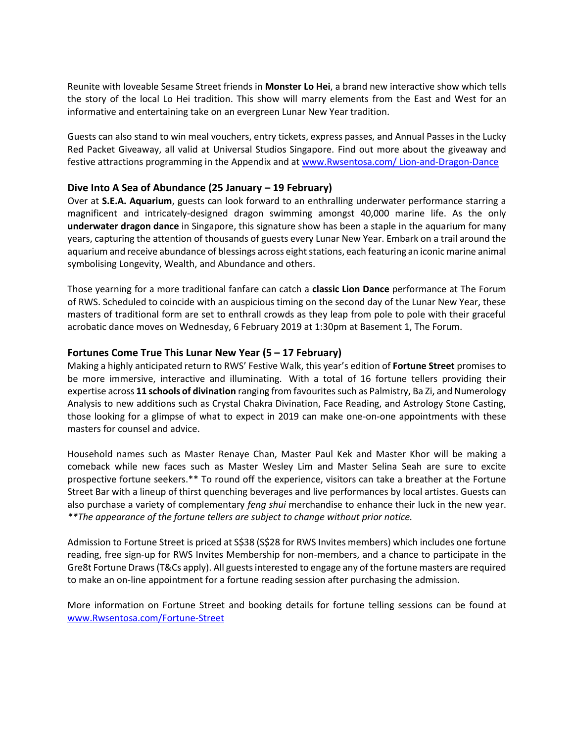Reunite with loveable Sesame Street friends in **Monster Lo Hei**, a brand new interactive show which tells the story of the local Lo Hei tradition. This show will marry elements from the East and West for an informative and entertaining take on an evergreen Lunar New Year tradition.

Guests can also stand to win meal vouchers, entry tickets, express passes, and Annual Passes in the Lucky Red Packet Giveaway, all valid at Universal Studios Singapore. Find out more about the giveaway and festive attractions programming in the Appendix and at [www.Rwsentosa.com/ Lion-and-Dragon-Dance](www.Rwsentosa.com/Lion-and-Dragon-Dance)

### Dive Into A Sea of Abundance (25 January – 19 February)

Over at **S.E.A. Aquarium**, guests can look forward to an enthralling underwater performance starring a magnificent and intricately-designed dragon swimming amongst 40,000 marine life. As the only **underwater dragon dance** in Singapore, this signature show has been a staple in the aquarium for many years, capturing the attention of thousands of guests every Lunar New Year. Embark on a trail around the aquarium and receive abundance of blessings across eight stations, each featuring an iconic marine animal symbolising Longevity, Wealth, and Abundance and others.

Those yearning for a more traditional fanfare can catch a **classic Lion Dance** performance at The Forum of RWS. Scheduled to coincide with an auspicious timing on the second day of the Lunar New Year, these masters of traditional form are set to enthrall crowds as they leap from pole to pole with their graceful acrobatic dance moves on Wednesday, 6 February 2019 at 1:30pm at Basement 1, The Forum.

### Fortunes Come True This Lunar New Year (5 – 17 February)

Making a highly anticipated return to RWS' Festive Walk, this year's edition of **Fortune Street** promises to be more immersive, interactive and illuminating. With a total of 16 fortune tellers providing their expertise across **11 schools of divination** ranging from favourites such as Palmistry, Ba Zi, and Numerology Analysis to new additions such as Crystal Chakra Divination, Face Reading, and Astrology Stone Casting, those looking for a glimpse of what to expect in 2019 can make one-on-one appointments with these masters for counsel and advice.

Household names such as Master Renaye Chan, Master Paul Kek and Master Khor will be making a comeback while new faces such as Master Wesley Lim and Master Selina Seah are sure to excite prospective fortune seekers.** To round off the experience, visitors can take a breather at the Fortune Street Bar with a lineup of thirst quenching beverages and live performances by local artistes. Guests can also purchase a variety of complementary *feng shui* merchandise to enhance their luck in the new year.
***The appearance of the fortune tellers are subject to change without prior notice.*

Admission to Fortune Street is priced at S$38 (S$28 for RWS Invites members) which includes one fortune reading, free sign-up for RWS Invites Membership for non-members, and a chance to participate in the Gre8t Fortune Draws (T&Cs apply). All guests interested to engage any of the fortune masters are required to make an on-line appointment for a fortune reading session after purchasing the admission.

More information on Fortune Street and booking details for fortune telling sessions can be found at [www.Rwsentosa.com/Fortune-Street](www.Rwsentosa.com/Fortune-Street)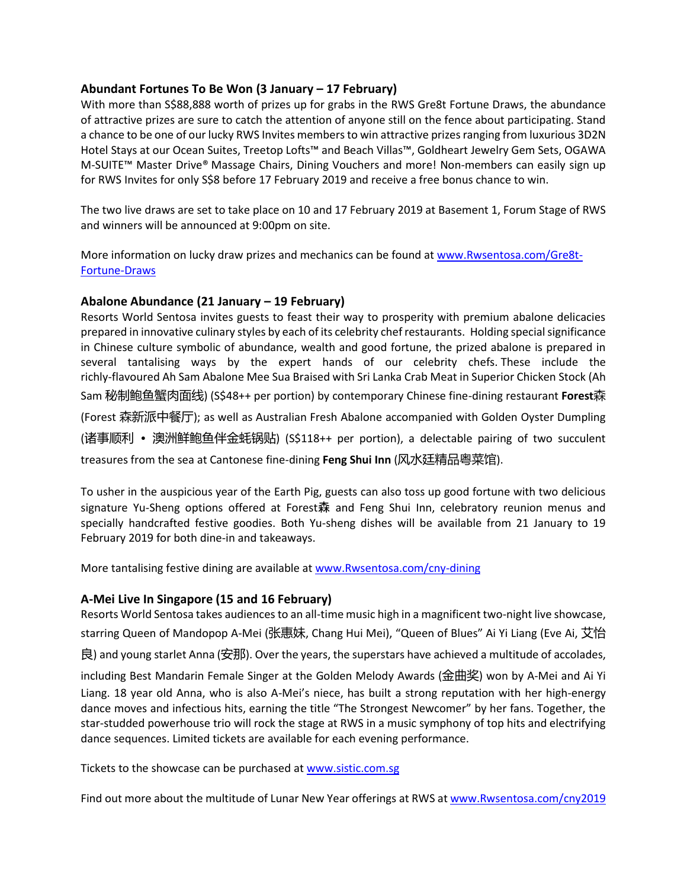**Abundant Fortunes To Be Won (3 January – 17 February)**

With more than S$88,888 worth of prizes up for grabs in the RWS Gre8t Fortune Draws, the abundance of attractive prizes are sure to catch the attention of anyone still on the fence about participating. Stand a chance to be one of our lucky RWS Invites members to win attractive prizes ranging from luxurious 3D2N Hotel Stays at our Ocean Suites, Treetop Lofts™ and Beach Villas™, Goldheart Jewelry Gem Sets, OGAWA M-SUITE™ Master Drive® Massage Chairs, Dining Vouchers and more! Non-members can easily sign up for RWS Invites for only S$8 before 17 February 2019 and receive a free bonus chance to win.

The two live draws are set to take place on 10 and 17 February 2019 at Basement 1, Forum Stage of RWS and winners will be announced at 9:00pm on site.

More information on lucky draw prizes and mechanics can be found at [www.Rwsentosa.com/Gre8t-Fortune-Draws](www.Rwsentosa.com/Gre8t-Fortune-Draws)

**Abalone Abundance (21 January – 19 February)**

Resorts World Sentosa invites guests to feast their way to prosperity with premium abalone delicacies prepared in innovative culinary styles by each of its celebrity chef restaurants. Holding special significance in Chinese culture symbolic of abundance, wealth and good fortune, the prized abalone is prepared in several tantalising ways by the expert hands of our celebrity chefs. These include the richly-flavoured Ah Sam Abalone Mee Sua Braised with Sri Lanka Crab Meat in Superior Chicken Stock (Ah Sam 秘制鲍鱼蟹肉面线) (S$48++ per portion) by contemporary Chinese fine-dining restaurant **Forest**森 (Forest 森新派中餐厅); as well as Australian Fresh Abalone accompanied with Golden Oyster Dumpling (诸事顺利 • 澳洲鲜鲍鱼伴金蚝锅贴) (S$118++ per portion), a delectable pairing of two succulent treasures from the sea at Cantonese fine-dining **Feng Shui Inn** (风水廷精品粤菜馆).

To usher in the auspicious year of the Earth Pig, guests can also toss up good fortune with two delicious signature Yu-Sheng options offered at Forest森 and Feng Shui Inn, celebratory reunion menus and specially handcrafted festive goodies. Both Yu-sheng dishes will be available from 21 January to 19 February 2019 for both dine-in and takeaways.

More tantalising festive dining are available at [www.Rwsentosa.com/cny-dining](www.Rwsentosa.com/cny-dining)

**A-Mei Live In Singapore (15 and 16 February)**

Resorts World Sentosa takes audiences to an all-time music high in a magnificent two-night live showcase, starring Queen of Mandopop A-Mei (张惠妹, Chang Hui Mei), "Queen of Blues" Ai Yi Liang (Eve Ai, 艾怡良) and young starlet Anna (安那). Over the years, the superstars have achieved a multitude of accolades, including Best Mandarin Female Singer at the Golden Melody Awards (金曲奖) won by A-Mei and Ai Yi Liang. 18 year old Anna, who is also A-Mei's niece, has built a strong reputation with her high-energy dance moves and infectious hits, earning the title "The Strongest Newcomer" by her fans. Together, the star-studded powerhouse trio will rock the stage at RWS in a music symphony of top hits and electrifying dance sequences. Limited tickets are available for each evening performance.

Tickets to the showcase can be purchased at [www.sistic.com.sg](www.sistic.com.sg)

Find out more about the multitude of Lunar New Year offerings at RWS at [www.Rwsentosa.com/cny2019](www.Rwsentosa.com/cny2019)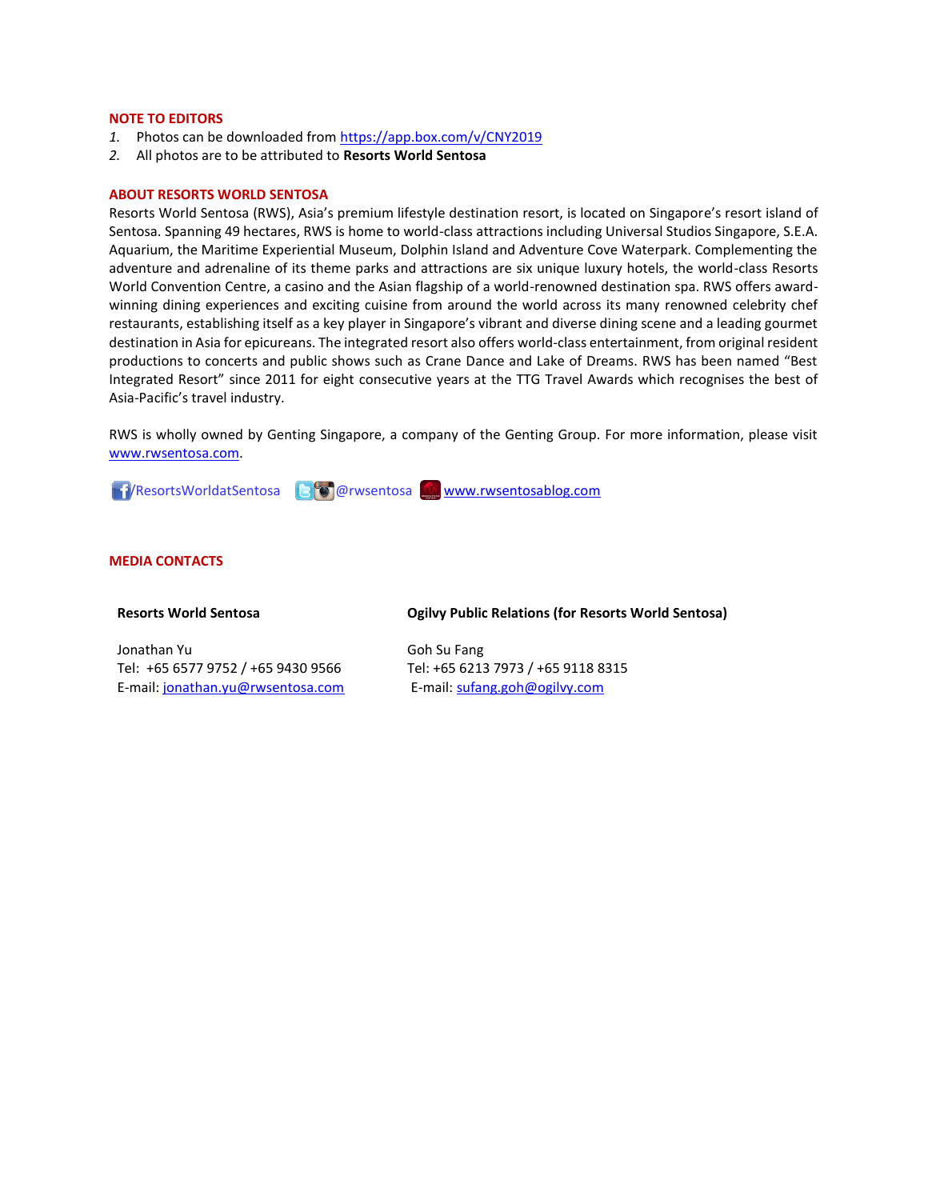**NOTE TO EDITORS**

1. Photos can be downloaded from https://app.box.com/v/CNY2019
2. All photos are to be attributed to **Resorts World Sentosa**

**ABOUT RESORTS WORLD SENTOSA**

Resorts World Sentosa (RWS), Asia's premium lifestyle destination resort, is located on Singapore's resort island of Sentosa. Spanning 49 hectares, RWS is home to world-class attractions including Universal Studios Singapore, S.E.A. Aquarium, the Maritime Experiential Museum, Dolphin Island and Adventure Cove Waterpark. Complementing the adventure and adrenaline of its theme parks and attractions are six unique luxury hotels, the world-class Resorts World Convention Centre, a casino and the Asian flagship of a world-renowned destination spa. RWS offers award-winning dining experiences and exciting cuisine from around the world across its many renowned celebrity chef restaurants, establishing itself as a key player in Singapore's vibrant and diverse dining scene and a leading gourmet destination in Asia for epicureans. The integrated resort also offers world-class entertainment, from original resident productions to concerts and public shows such as Crane Dance and Lake of Dreams. RWS has been named "Best Integrated Resort" since 2011 for eight consecutive years at the TTG Travel Awards which recognises the best of Asia-Pacific's travel industry.

RWS is wholly owned by Genting Singapore, a company of the Genting Group. For more information, please visit www.rwsentosa.com.

/ResortsWorldatSentosa @rwsentosa www.rwsentosablog.com

**MEDIA CONTACTS**

**Resorts World Sentosa**

Jonathan Yu
Tel: +65 6577 9752 / +65 9430 9566
E-mail: jonathan.yu@rwsentosa.com

**Ogilvy Public Relations (for Resorts World Sentosa)**

Goh Su Fang
Tel: +65 6213 7973 / +65 9118 8315
E-mail: sufang.goh@ogilvy.com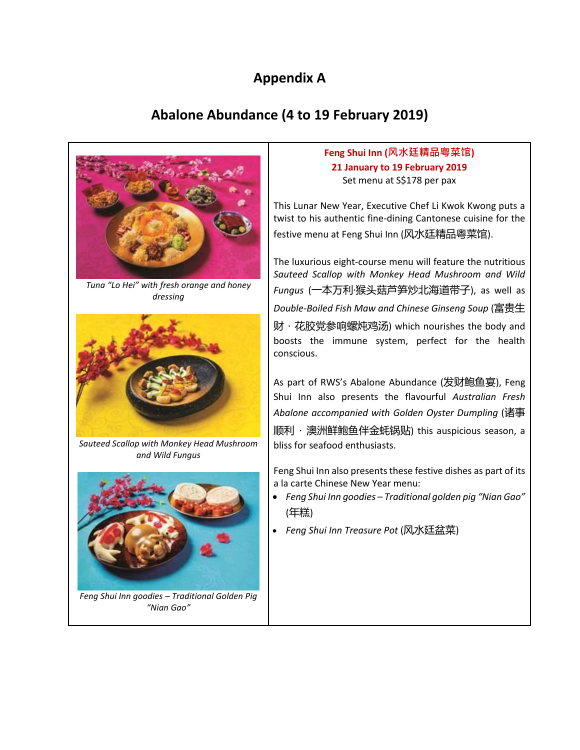# Appendix A

## Abalone Abundance (4 to 19 February 2019)

Tuna "Lo Hei" with fresh orange and honey dressing

Sauteed Scallop with Monkey Head Mushroom and Wild Fungus

Feng Shui Inn goodies – Traditional Golden Pig "Nian Gao"

**Feng Shui Inn (风水廷精品粤菜馆)**

**21 January to 19 February 2019**

Set menu at S$178 per pax

This Lunar New Year, Executive Chef Li Kwok Kwong puts a twist to his authentic fine-dining Cantonese cuisine for the festive menu at Feng Shui Inn (风水廷精品粤菜馆).

The luxurious eight-course menu will feature the nutritious *Sauteed Scallop with Monkey Head Mushroom and Wild Fungus* (一本万利·猴头菇芦笋炒北海道带子), as well as *Double-Boiled Fish Maw and Chinese Ginseng Soup* (富贵生财 · 花胶党参响螺炖鸡汤) which nourishes the body and boosts the immune system, perfect for the health conscious.

As part of RWS's Abalone Abundance (发财鲍鱼宴), Feng Shui Inn also presents the flavourful *Australian Fresh Abalone accompanied with Golden Oyster Dumpling* (诸事顺利 · 澳洲鲜鲍鱼伴金蚝锅贴) this auspicious season, a bliss for seafood enthusiasts.

Feng Shui Inn also presents these festive dishes as part of its a la carte Chinese New Year menu:

- *Feng Shui Inn goodies – Traditional golden pig "Nian Gao"* (年糕)
- *Feng Shui Inn Treasure Pot* (风水廷盆菜)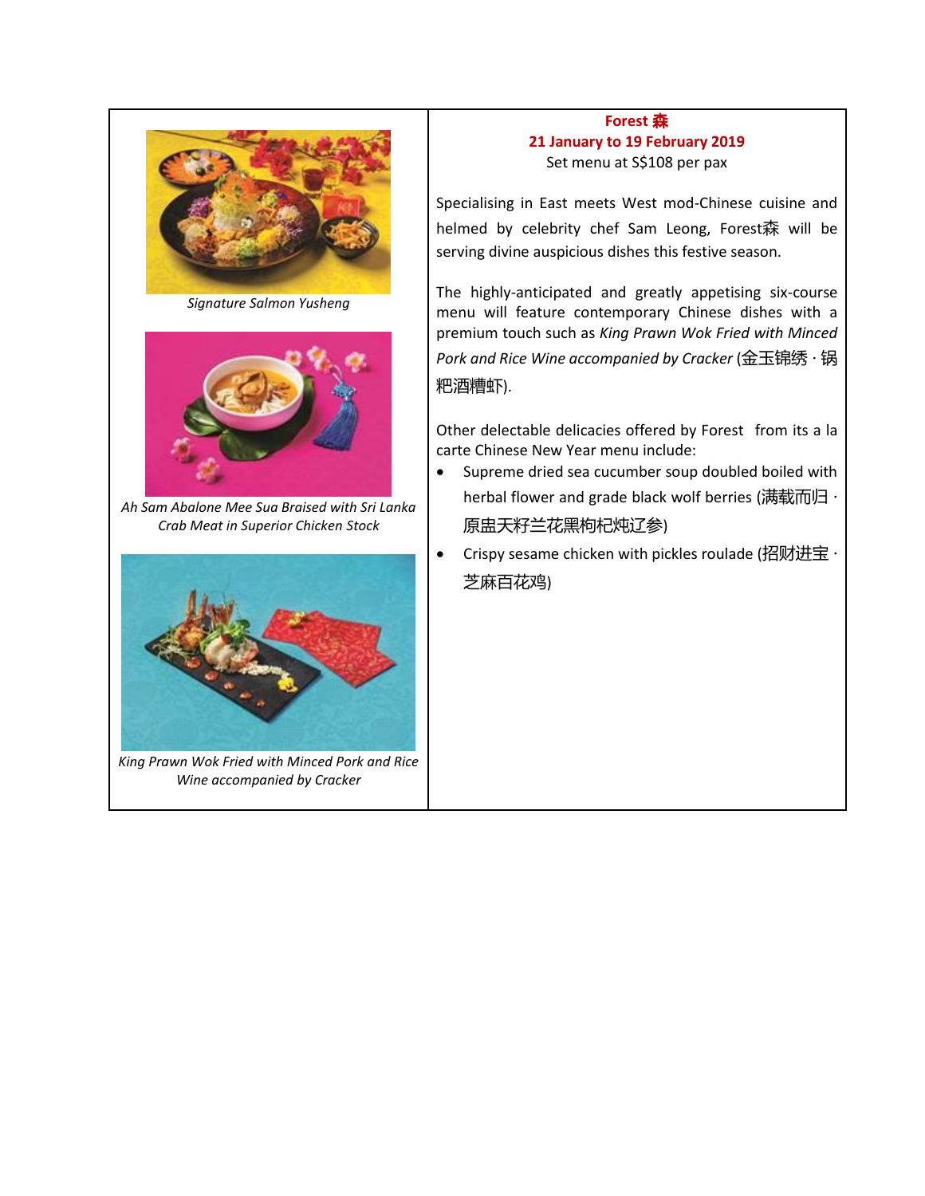*Signature Salmon Yusheng*

*Ah Sam Abalone Mee Sua Braised with Sri Lanka Crab Meat in Superior Chicken Stock*

*King Prawn Wok Fried with Minced Pork and Rice Wine accompanied by Cracker*

**Forest 森**

**21 January to 19 February 2019**

Set menu at S$108 per pax

Specialising in East meets West mod-Chinese cuisine and helmed by celebrity chef Sam Leong, Forest森 will be serving divine auspicious dishes this festive season.

The highly-anticipated and greatly appetising six-course menu will feature contemporary Chinese dishes with a premium touch such as *King Prawn Wok Fried with Minced Pork and Rice Wine accompanied by Cracker* (金玉锦绣 · 锅粑酒糟虾).

Other delectable delicacies offered by Forest from its a la carte Chinese New Year menu include:

- Supreme dried sea cucumber soup doubled boiled with herbal flower and grade black wolf berries (满载而归 · 原盅天籽兰花黑枸杞炖辽参)
- Crispy sesame chicken with pickles roulade (招财进宝 · 芝麻百花鸡)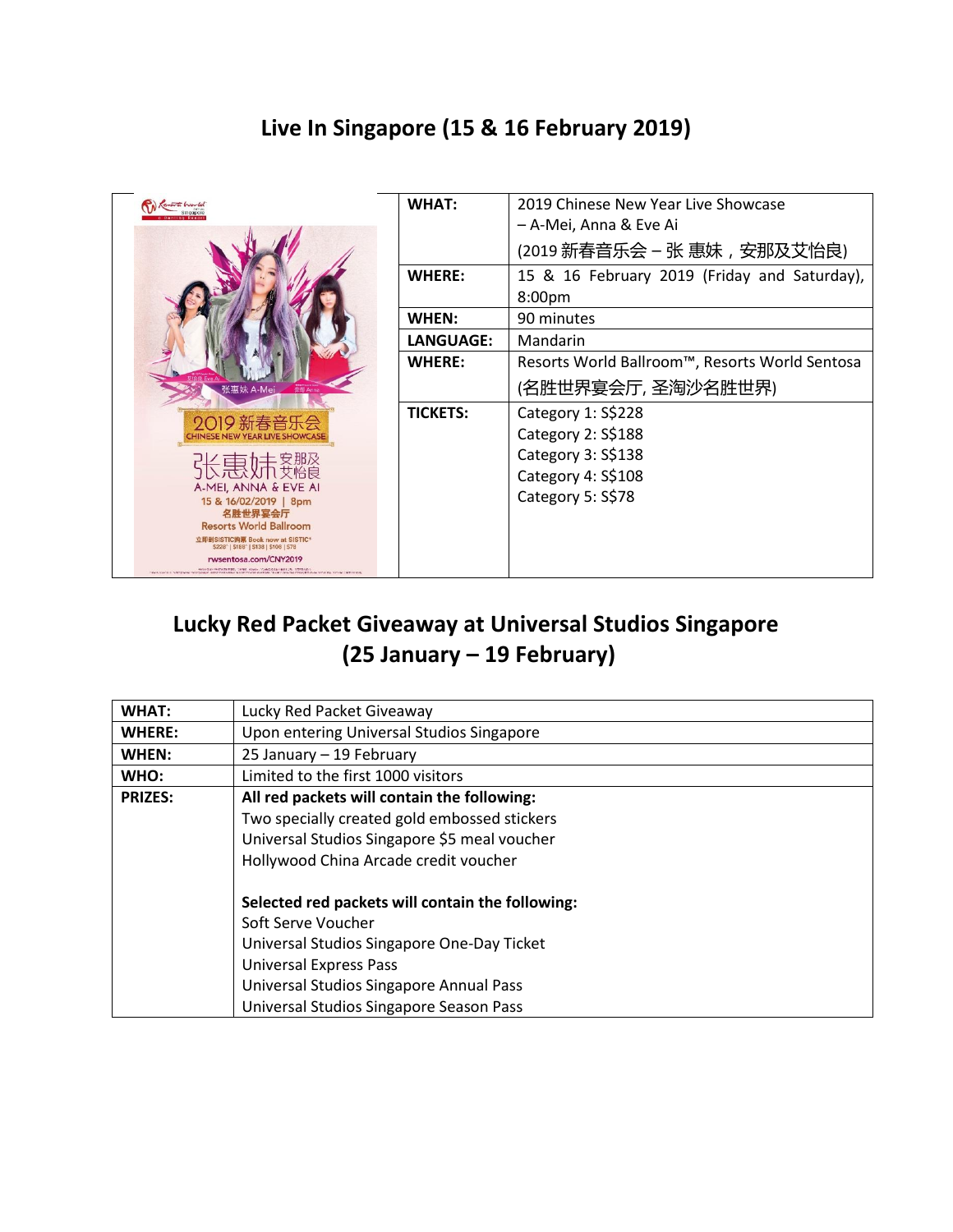## Live In Singapore (15 & 16 February 2019)

| | | |
|---|---|---|
| | **WHAT:** | 2019 Chinese New Year Live Showcase<br>– A-Mei, Anna & Eve Ai<br>(2019 新春音乐会 – 张 惠妹，安那及艾怡良) |
| | **WHERE:** | 15 & 16 February 2019 (Friday and Saturday), 8:00pm |
| | **WHEN:** | 90 minutes |
| | **LANGUAGE:** | Mandarin |
| | **WHERE:** | Resorts World Ballroom™, Resorts World Sentosa<br>(名胜世界宴会厅, 圣淘沙名胜世界) |
| | **TICKETS:** | Category 1: S$228<br>Category 2: S$188<br>Category 3: S$138<br>Category 4: S$108<br>Category 5: S$78 |

## Lucky Red Packet Giveaway at Universal Studios Singapore (25 January – 19 February)

| | |
|---|---|
| **WHAT:** | Lucky Red Packet Giveaway |
| **WHERE:** | Upon entering Universal Studios Singapore |
| **WHEN:** | 25 January – 19 February |
| **WHO:** | Limited to the first 1000 visitors |
| **PRIZES:** | **All red packets will contain the following:**<br>Two specially created gold embossed stickers<br>Universal Studios Singapore $5 meal voucher<br>Hollywood China Arcade credit voucher<br><br>**Selected red packets will contain the following:**<br>Soft Serve Voucher<br>Universal Studios Singapore One-Day Ticket<br>Universal Express Pass<br>Universal Studios Singapore Annual Pass<br>Universal Studios Singapore Season Pass |